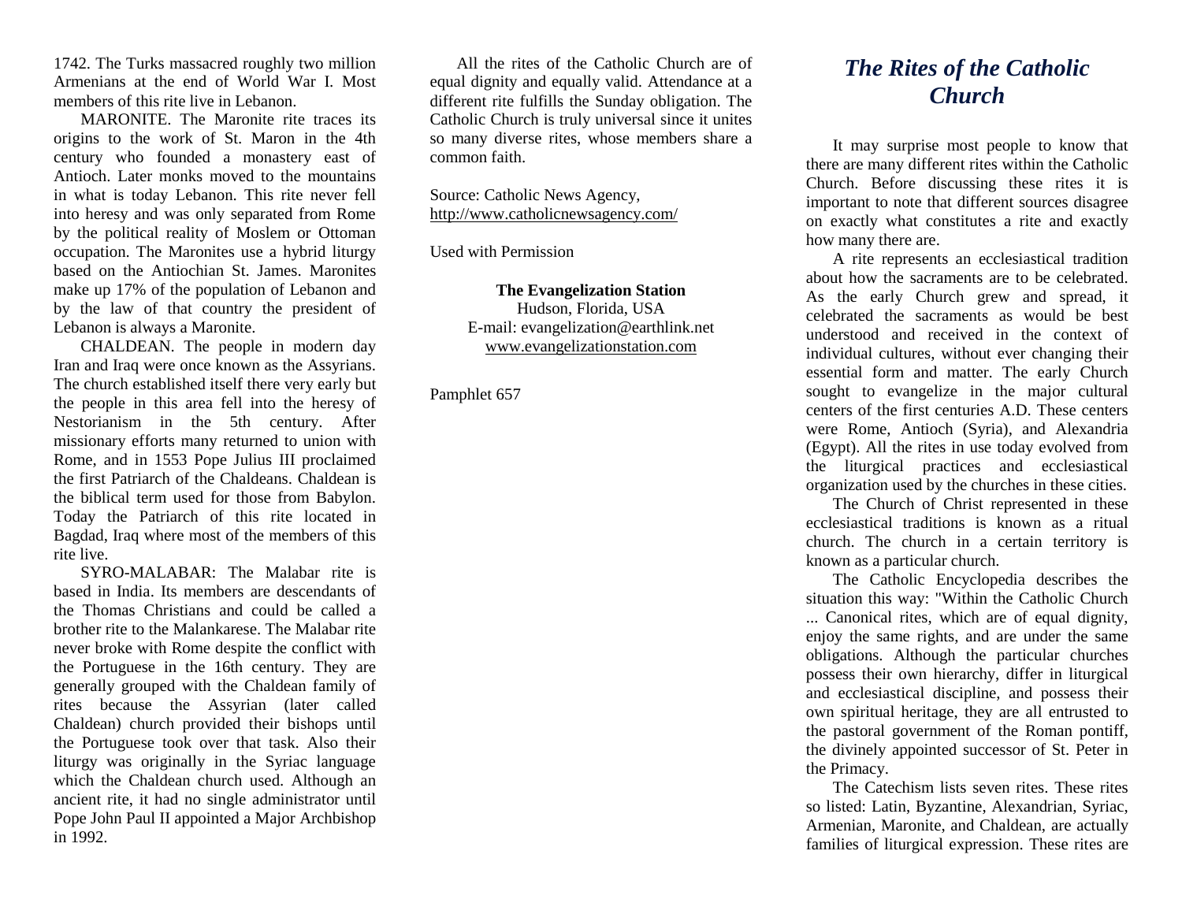1742. The Turks massacred roughly two million Armenians at the end of World War I. Most members of this rite live in Lebanon.

MARONITE. The Maronite rite traces its origins to the work of St. Maron in the 4th century who founded a monastery east of Antioch. Later monks moved to the mountains in what is today Lebanon. This rite never fell into heresy and was only separated from Rome by the political reality of Moslem or Ottoman occupation. The Maronites use a hybrid liturgy based on the Antiochian St. James. Maronites make up 17% of the population of Lebanon and by the law of that country the president of Lebanon is always a Maronite.

CHALDEAN. The people in modern day Iran and Iraq were once known as the Assyrians. The church established itself there very early but the people in this area fell into the heresy of Nestorianism in the 5th century. After missionary efforts many returned to union with Rome, and in 1553 Pope Julius III proclaimed the first Patriarch of the Chaldeans. Chaldean is the biblical term used for those from Babylon. Today the Patriarch of this rite located in Bagdad, Iraq where most of the members of this rite live.

SYRO-MALABAR: The Malabar rite is based in India. Its members are descendants of the Thomas Christians and could be called a brother rite to the Malankarese. The Malabar rite never broke with Rome despite the conflict with the Portuguese in the 16th century. They are generally grouped with the Chaldean family of rites because the Assyrian (later called Chaldean) church provided their bishops until the Portuguese took over that task. Also their liturgy was originally in the Syriac language which the Chaldean church used. Although an ancient rite, it had no single administrator until Pope John Paul II appointed a Major Archbishop in 1992.

All the rites of the Catholic Church are of equal dignity and equally valid. Attendance at a different rite fulfills the Sunday obligation. The Catholic Church is truly universal since it unites so many diverse rites, whose members share a common faith.

Source: Catholic News Agency, http://www.catholicnewsagency.com/

Used with Permission

**The Evangelization Station**
Hudson, Florida, USA
E-mail: evangelization@earthlink.net
www.evangelizationstation.com

Pamphlet 657

# *The Rites of the Catholic Church*

It may surprise most people to know that there are many different rites within the Catholic Church. Before discussing these rites it is important to note that different sources disagree on exactly what constitutes a rite and exactly how many there are.

A rite represents an ecclesiastical tradition about how the sacraments are to be celebrated. As the early Church grew and spread, it celebrated the sacraments as would be best understood and received in the context of individual cultures, without ever changing their essential form and matter. The early Church sought to evangelize in the major cultural centers of the first centuries A.D. These centers were Rome, Antioch (Syria), and Alexandria (Egypt). All the rites in use today evolved from the liturgical practices and ecclesiastical organization used by the churches in these cities.

The Church of Christ represented in these ecclesiastical traditions is known as a ritual church. The church in a certain territory is known as a particular church.

The Catholic Encyclopedia describes the situation this way: "Within the Catholic Church ... Canonical rites, which are of equal dignity, enjoy the same rights, and are under the same obligations. Although the particular churches possess their own hierarchy, differ in liturgical and ecclesiastical discipline, and possess their own spiritual heritage, they are all entrusted to the pastoral government of the Roman pontiff, the divinely appointed successor of St. Peter in the Primacy.

The Catechism lists seven rites. These rites so listed: Latin, Byzantine, Alexandrian, Syriac, Armenian, Maronite, and Chaldean, are actually families of liturgical expression. These rites are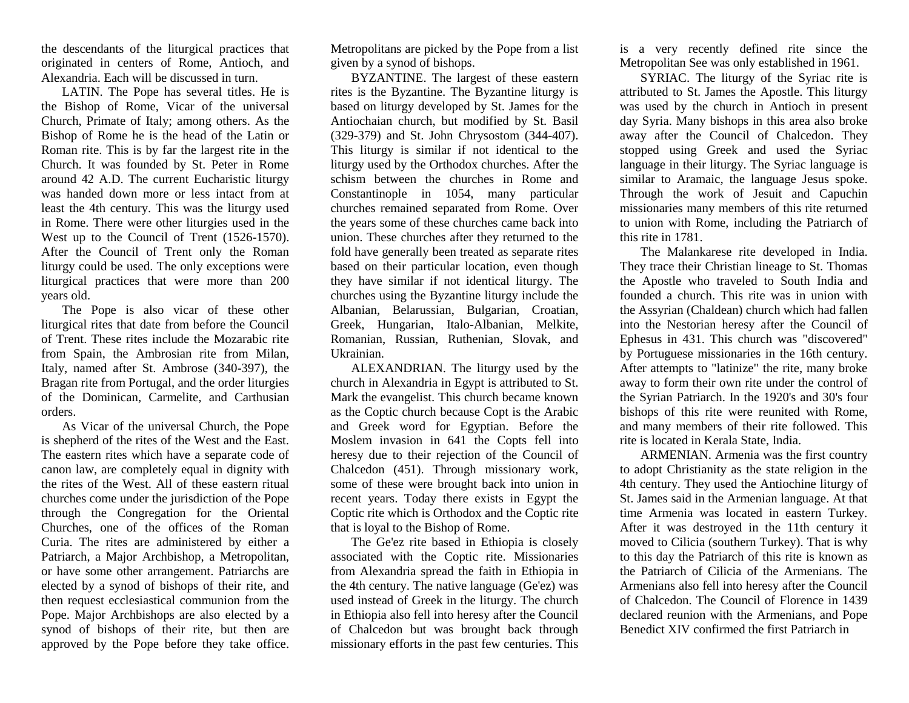the descendants of the liturgical practices that originated in centers of Rome, Antioch, and Alexandria. Each will be discussed in turn.

LATIN. The Pope has several titles. He is the Bishop of Rome, Vicar of the universal Church, Primate of Italy; among others. As the Bishop of Rome he is the head of the Latin or Roman rite. This is by far the largest rite in the Church. It was founded by St. Peter in Rome around 42 A.D. The current Eucharistic liturgy was handed down more or less intact from at least the 4th century. This was the liturgy used in Rome. There were other liturgies used in the West up to the Council of Trent (1526-1570). After the Council of Trent only the Roman liturgy could be used. The only exceptions were liturgical practices that were more than 200 years old.

The Pope is also vicar of these other liturgical rites that date from before the Council of Trent. These rites include the Mozarabic rite from Spain, the Ambrosian rite from Milan, Italy, named after St. Ambrose (340-397), the Bragan rite from Portugal, and the order liturgies of the Dominican, Carmelite, and Carthusian orders.

As Vicar of the universal Church, the Pope is shepherd of the rites of the West and the East. The eastern rites which have a separate code of canon law, are completely equal in dignity with the rites of the West. All of these eastern ritual churches come under the jurisdiction of the Pope through the Congregation for the Oriental Churches, one of the offices of the Roman Curia. The rites are administered by either a Patriarch, a Major Archbishop, a Metropolitan, or have some other arrangement. Patriarchs are elected by a synod of bishops of their rite, and then request ecclesiastical communion from the Pope. Major Archbishops are also elected by a synod of bishops of their rite, but then are approved by the Pope before they take office. Metropolitans are picked by the Pope from a list given by a synod of bishops.

BYZANTINE. The largest of these eastern rites is the Byzantine. The Byzantine liturgy is based on liturgy developed by St. James for the Antiochaian church, but modified by St. Basil (329-379) and St. John Chrysostom (344-407). This liturgy is similar if not identical to the liturgy used by the Orthodox churches. After the schism between the churches in Rome and Constantinople in 1054, many particular churches remained separated from Rome. Over the years some of these churches came back into union. These churches after they returned to the fold have generally been treated as separate rites based on their particular location, even though they have similar if not identical liturgy. The churches using the Byzantine liturgy include the Albanian, Belarussian, Bulgarian, Croatian, Greek, Hungarian, Italo-Albanian, Melkite, Romanian, Russian, Ruthenian, Slovak, and Ukrainian.

ALEXANDRIAN. The liturgy used by the church in Alexandria in Egypt is attributed to St. Mark the evangelist. This church became known as the Coptic church because Copt is the Arabic and Greek word for Egyptian. Before the Moslem invasion in 641 the Copts fell into heresy due to their rejection of the Council of Chalcedon (451). Through missionary work, some of these were brought back into union in recent years. Today there exists in Egypt the Coptic rite which is Orthodox and the Coptic rite that is loyal to the Bishop of Rome.

The Ge'ez rite based in Ethiopia is closely associated with the Coptic rite. Missionaries from Alexandria spread the faith in Ethiopia in the 4th century. The native language (Ge'ez) was used instead of Greek in the liturgy. The church in Ethiopia also fell into heresy after the Council of Chalcedon but was brought back through missionary efforts in the past few centuries. This is a very recently defined rite since the Metropolitan See was only established in 1961.

SYRIAC. The liturgy of the Syriac rite is attributed to St. James the Apostle. This liturgy was used by the church in Antioch in present day Syria. Many bishops in this area also broke away after the Council of Chalcedon. They stopped using Greek and used the Syriac language in their liturgy. The Syriac language is similar to Aramaic, the language Jesus spoke. Through the work of Jesuit and Capuchin missionaries many members of this rite returned to union with Rome, including the Patriarch of this rite in 1781.

The Malankarese rite developed in India. They trace their Christian lineage to St. Thomas the Apostle who traveled to South India and founded a church. This rite was in union with the Assyrian (Chaldean) church which had fallen into the Nestorian heresy after the Council of Ephesus in 431. This church was "discovered" by Portuguese missionaries in the 16th century. After attempts to "latinize" the rite, many broke away to form their own rite under the control of the Syrian Patriarch. In the 1920's and 30's four bishops of this rite were reunited with Rome, and many members of their rite followed. This rite is located in Kerala State, India.

ARMENIAN. Armenia was the first country to adopt Christianity as the state religion in the 4th century. They used the Antiochine liturgy of St. James said in the Armenian language. At that time Armenia was located in eastern Turkey. After it was destroyed in the 11th century it moved to Cilicia (southern Turkey). That is why to this day the Patriarch of this rite is known as the Patriarch of Cilicia of the Armenians. The Armenians also fell into heresy after the Council of Chalcedon. The Council of Florence in 1439 declared reunion with the Armenians, and Pope Benedict XIV confirmed the first Patriarch in